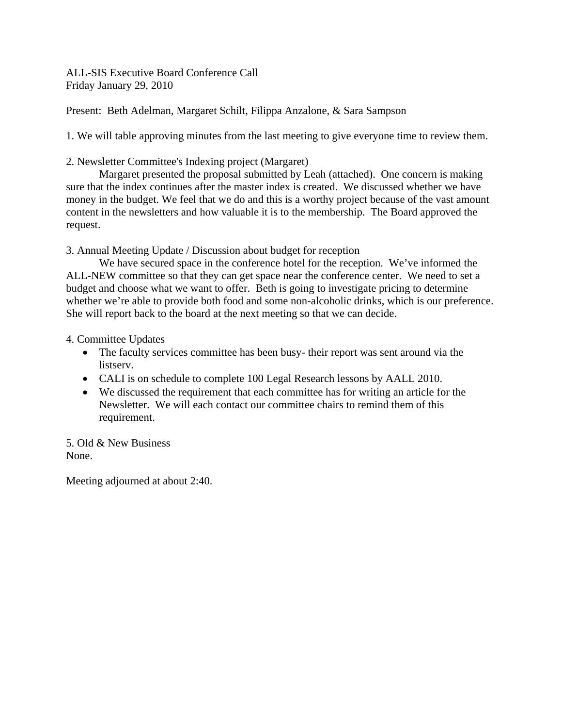ALL-SIS Executive Board Conference Call
Friday January 29, 2010

Present: Beth Adelman, Margaret Schilt, Filippa Anzalone, & Sara Sampson

1. We will table approving minutes from the last meeting to give everyone time to review them.

2. Newsletter Committee's Indexing project (Margaret)

Margaret presented the proposal submitted by Leah (attached). One concern is making sure that the index continues after the master index is created. We discussed whether we have money in the budget. We feel that we do and this is a worthy project because of the vast amount content in the newsletters and how valuable it is to the membership. The Board approved the request.

3. Annual Meeting Update / Discussion about budget for reception

We have secured space in the conference hotel for the reception. We've informed the ALL-NEW committee so that they can get space near the conference center. We need to set a budget and choose what we want to offer. Beth is going to investigate pricing to determine whether we're able to provide both food and some non-alcoholic drinks, which is our preference. She will report back to the board at the next meeting so that we can decide.

4. Committee Updates

- The faculty services committee has been busy- their report was sent around via the listserv.
- CALI is on schedule to complete 100 Legal Research lessons by AALL 2010.
- We discussed the requirement that each committee has for writing an article for the Newsletter. We will each contact our committee chairs to remind them of this requirement.

5. Old & New Business
None.

Meeting adjourned at about 2:40.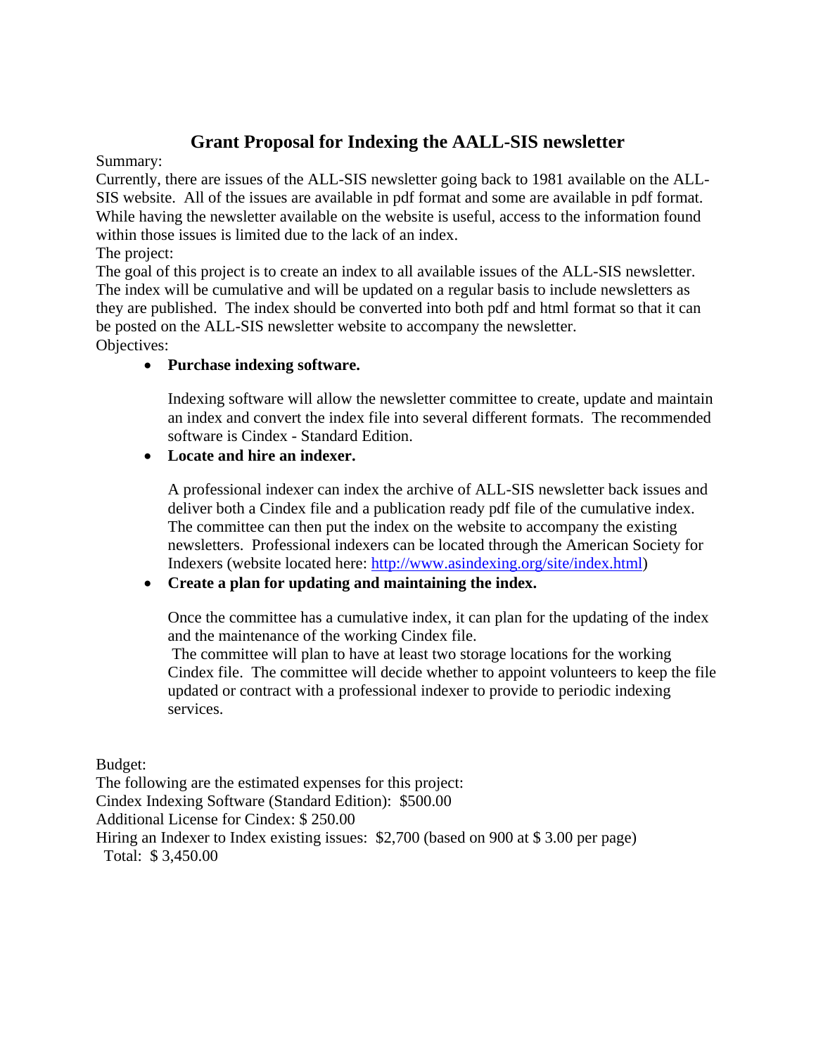# Grant Proposal for Indexing the AALL-SIS newsletter

Summary:
Currently, there are issues of the ALL-SIS newsletter going back to 1981 available on the ALL-SIS website. All of the issues are available in pdf format and some are available in pdf format. While having the newsletter available on the website is useful, access to the information found within those issues is limited due to the lack of an index.

The project:
The goal of this project is to create an index to all available issues of the ALL-SIS newsletter. The index will be cumulative and will be updated on a regular basis to include newsletters as they are published. The index should be converted into both pdf and html format so that it can be posted on the ALL-SIS newsletter website to accompany the newsletter.

Objectives:

- **Purchase indexing software.**

  Indexing software will allow the newsletter committee to create, update and maintain an index and convert the index file into several different formats. The recommended software is Cindex - Standard Edition.

- **Locate and hire an indexer.**

  A professional indexer can index the archive of ALL-SIS newsletter back issues and deliver both a Cindex file and a publication ready pdf file of the cumulative index. The committee can then put the index on the website to accompany the existing newsletters. Professional indexers can be located through the American Society for Indexers (website located here: http://www.asindexing.org/site/index.html)

- **Create a plan for updating and maintaining the index.**

  Once the committee has a cumulative index, it can plan for the updating of the index and the maintenance of the working Cindex file.
  The committee will plan to have at least two storage locations for the working Cindex file. The committee will decide whether to appoint volunteers to keep the file updated or contract with a professional indexer to provide to periodic indexing services.

Budget:
The following are the estimated expenses for this project:
Cindex Indexing Software (Standard Edition): $500.00
Additional License for Cindex: $ 250.00
Hiring an Indexer to Index existing issues: $2,700 (based on 900 at $ 3.00 per page)
Total: $ 3,450.00